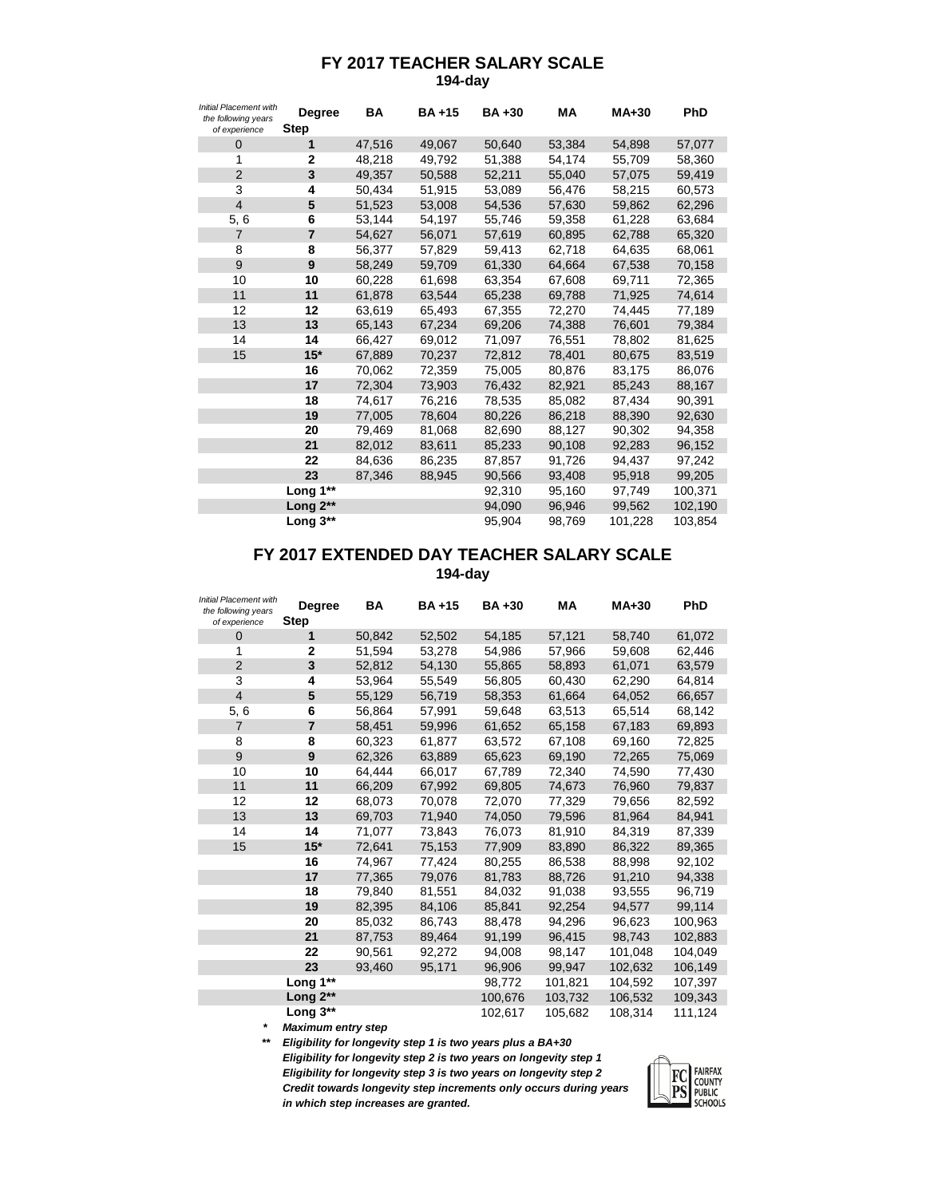# FY 2017 TEACHER SALARY SCALE

**194-day**

| *Initial Placement with the following years of experience* | Degree Step | BA | BA +15 | BA +30 | MA | MA+30 | PhD |
|---|---|---|---|---|---|---|---|
| 0 | **1** | 47,516 | 49,067 | 50,640 | 53,384 | 54,898 | 57,077 |
| 1 | **2** | 48,218 | 49,792 | 51,388 | 54,174 | 55,709 | 58,360 |
| 2 | **3** | 49,357 | 50,588 | 52,211 | 55,040 | 57,075 | 59,419 |
| 3 | **4** | 50,434 | 51,915 | 53,089 | 56,476 | 58,215 | 60,573 |
| 4 | **5** | 51,523 | 53,008 | 54,536 | 57,630 | 59,862 | 62,296 |
| 5, 6 | **6** | 53,144 | 54,197 | 55,746 | 59,358 | 61,228 | 63,684 |
| 7 | **7** | 54,627 | 56,071 | 57,619 | 60,895 | 62,788 | 65,320 |
| 8 | **8** | 56,377 | 57,829 | 59,413 | 62,718 | 64,635 | 68,061 |
| 9 | **9** | 58,249 | 59,709 | 61,330 | 64,664 | 67,538 | 70,158 |
| 10 | **10** | 60,228 | 61,698 | 63,354 | 67,608 | 69,711 | 72,365 |
| 11 | **11** | 61,878 | 63,544 | 65,238 | 69,788 | 71,925 | 74,614 |
| 12 | **12** | 63,619 | 65,493 | 67,355 | 72,270 | 74,445 | 77,189 |
| 13 | **13** | 65,143 | 67,234 | 69,206 | 74,388 | 76,601 | 79,384 |
| 14 | **14** | 66,427 | 69,012 | 71,097 | 76,551 | 78,802 | 81,625 |
| 15 | **15*** | 67,889 | 70,237 | 72,812 | 78,401 | 80,675 | 83,519 |
| | **16** | 70,062 | 72,359 | 75,005 | 80,876 | 83,175 | 86,076 |
| | **17** | 72,304 | 73,903 | 76,432 | 82,921 | 85,243 | 88,167 |
| | **18** | 74,617 | 76,216 | 78,535 | 85,082 | 87,434 | 90,391 |
| | **19** | 77,005 | 78,604 | 80,226 | 86,218 | 88,390 | 92,630 |
| | **20** | 79,469 | 81,068 | 82,690 | 88,127 | 90,302 | 94,358 |
| | **21** | 82,012 | 83,611 | 85,233 | 90,108 | 92,283 | 96,152 |
| | **22** | 84,636 | 86,235 | 87,857 | 91,726 | 94,437 | 97,242 |
| | **23** | 87,346 | 88,945 | 90,566 | 93,408 | 95,918 | 99,205 |
| | **Long 1**** | | | 92,310 | 95,160 | 97,749 | 100,371 |
| | **Long 2**** | | | 94,090 | 96,946 | 99,562 | 102,190 |
| | **Long 3**** | | | 95,904 | 98,769 | 101,228 | 103,854 |

# FY 2017 EXTENDED DAY TEACHER SALARY SCALE

**194-day**

| *Initial Placement with the following years of experience* | Degree Step | BA | BA +15 | BA +30 | MA | MA+30 | PhD |
|---|---|---|---|---|---|---|---|
| 0 | **1** | 50,842 | 52,502 | 54,185 | 57,121 | 58,740 | 61,072 |
| 1 | **2** | 51,594 | 53,278 | 54,986 | 57,966 | 59,608 | 62,446 |
| 2 | **3** | 52,812 | 54,130 | 55,865 | 58,893 | 61,071 | 63,579 |
| 3 | **4** | 53,964 | 55,549 | 56,805 | 60,430 | 62,290 | 64,814 |
| 4 | **5** | 55,129 | 56,719 | 58,353 | 61,664 | 64,052 | 66,657 |
| 5, 6 | **6** | 56,864 | 57,991 | 59,648 | 63,513 | 65,514 | 68,142 |
| 7 | **7** | 58,451 | 59,996 | 61,652 | 65,158 | 67,183 | 69,893 |
| 8 | **8** | 60,323 | 61,877 | 63,572 | 67,108 | 69,160 | 72,825 |
| 9 | **9** | 62,326 | 63,889 | 65,623 | 69,190 | 72,265 | 75,069 |
| 10 | **10** | 64,444 | 66,017 | 67,789 | 72,340 | 74,590 | 77,430 |
| 11 | **11** | 66,209 | 67,992 | 69,805 | 74,673 | 76,960 | 79,837 |
| 12 | **12** | 68,073 | 70,078 | 72,070 | 77,329 | 79,656 | 82,592 |
| 13 | **13** | 69,703 | 71,940 | 74,050 | 79,596 | 81,964 | 84,941 |
| 14 | **14** | 71,077 | 73,843 | 76,073 | 81,910 | 84,319 | 87,339 |
| 15 | **15*** | 72,641 | 75,153 | 77,909 | 83,890 | 86,322 | 89,365 |
| | **16** | 74,967 | 77,424 | 80,255 | 86,538 | 88,998 | 92,102 |
| | **17** | 77,365 | 79,076 | 81,783 | 88,726 | 91,210 | 94,338 |
| | **18** | 79,840 | 81,551 | 84,032 | 91,038 | 93,555 | 96,719 |
| | **19** | 82,395 | 84,106 | 85,841 | 92,254 | 94,577 | 99,114 |
| | **20** | 85,032 | 86,743 | 88,478 | 94,296 | 96,623 | 100,963 |
| | **21** | 87,753 | 89,464 | 91,199 | 96,415 | 98,743 | 102,883 |
| | **22** | 90,561 | 92,272 | 94,008 | 98,147 | 101,048 | 104,049 |
| | **23** | 93,460 | 95,171 | 96,906 | 99,947 | 102,632 | 106,149 |
| | **Long 1**** | | | 98,772 | 101,821 | 104,592 | 107,397 |
| | **Long 2**** | | | 100,676 | 103,732 | 106,532 | 109,343 |
| | **Long 3**** | | | 102,617 | 105,682 | 108,314 | 111,124 |

***  Maximum entry step***

***\*\*  Eligibility for longevity step 1 is two years plus a BA+30***
***Eligibility for longevity step 2 is two years on longevity step 1***
***Eligibility for longevity step 3 is two years on longevity step 2***
***Credit towards longevity step increments only occurs during years in which step increases are granted.***

FCPS FAIRFAX COUNTY PUBLIC SCHOOLS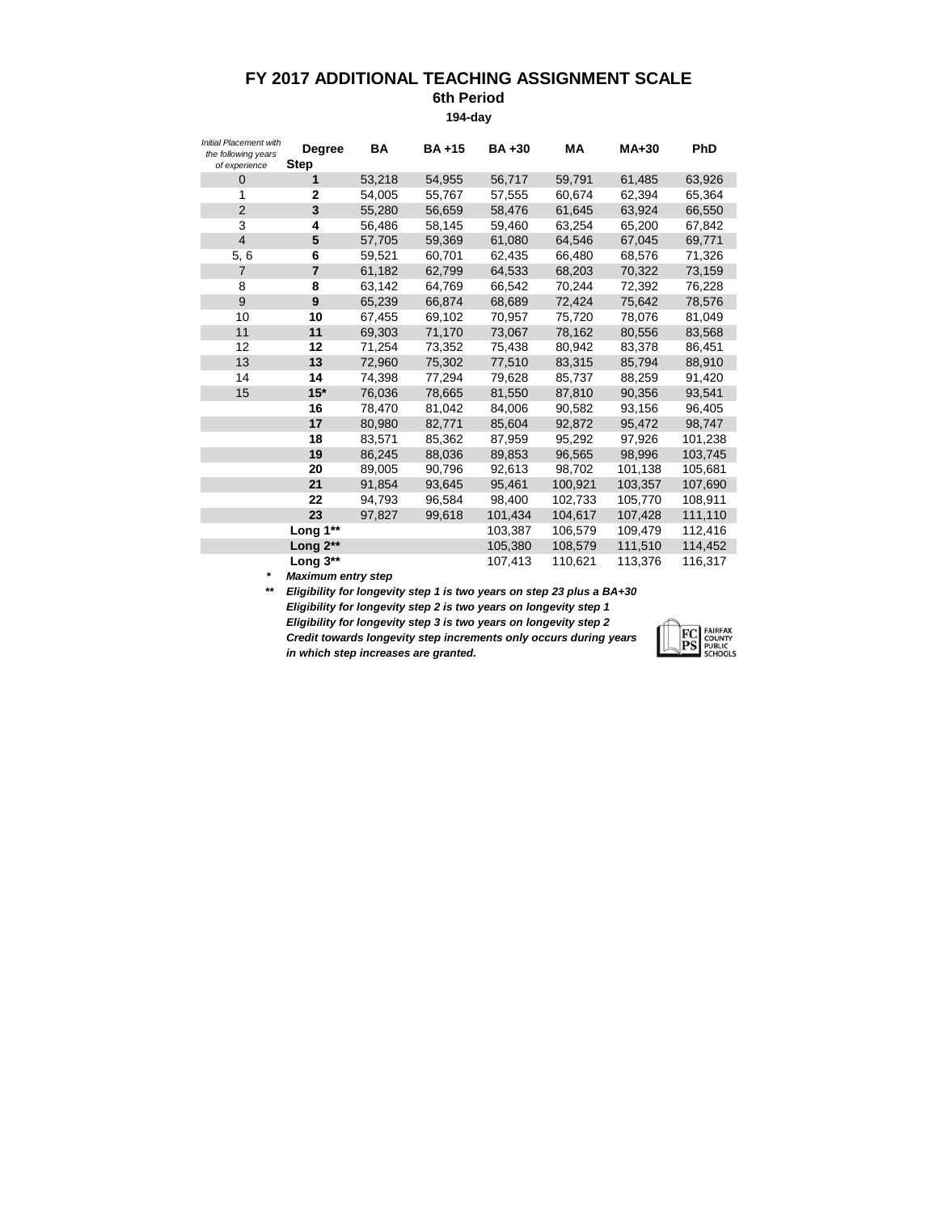# FY 2017 ADDITIONAL TEACHING ASSIGNMENT SCALE

## 6th Period

### 194-day

| Initial Placement with the following years of experience | Degree Step | BA | BA +15 | BA +30 | MA | MA+30 | PhD |
|---|---|---|---|---|---|---|---|
| 0 | **1** | 53,218 | 54,955 | 56,717 | 59,791 | 61,485 | 63,926 |
| 1 | **2** | 54,005 | 55,767 | 57,555 | 60,674 | 62,394 | 65,364 |
| 2 | **3** | 55,280 | 56,659 | 58,476 | 61,645 | 63,924 | 66,550 |
| 3 | **4** | 56,486 | 58,145 | 59,460 | 63,254 | 65,200 | 67,842 |
| 4 | **5** | 57,705 | 59,369 | 61,080 | 64,546 | 67,045 | 69,771 |
| 5, 6 | **6** | 59,521 | 60,701 | 62,435 | 66,480 | 68,576 | 71,326 |
| 7 | **7** | 61,182 | 62,799 | 64,533 | 68,203 | 70,322 | 73,159 |
| 8 | **8** | 63,142 | 64,769 | 66,542 | 70,244 | 72,392 | 76,228 |
| 9 | **9** | 65,239 | 66,874 | 68,689 | 72,424 | 75,642 | 78,576 |
| 10 | **10** | 67,455 | 69,102 | 70,957 | 75,720 | 78,076 | 81,049 |
| 11 | **11** | 69,303 | 71,170 | 73,067 | 78,162 | 80,556 | 83,568 |
| 12 | **12** | 71,254 | 73,352 | 75,438 | 80,942 | 83,378 | 86,451 |
| 13 | **13** | 72,960 | 75,302 | 77,510 | 83,315 | 85,794 | 88,910 |
| 14 | **14** | 74,398 | 77,294 | 79,628 | 85,737 | 88,259 | 91,420 |
| 15 | **15*** | 76,036 | 78,665 | 81,550 | 87,810 | 90,356 | 93,541 |
| | **16** | 78,470 | 81,042 | 84,006 | 90,582 | 93,156 | 96,405 |
| | **17** | 80,980 | 82,771 | 85,604 | 92,872 | 95,472 | 98,747 |
| | **18** | 83,571 | 85,362 | 87,959 | 95,292 | 97,926 | 101,238 |
| | **19** | 86,245 | 88,036 | 89,853 | 96,565 | 98,996 | 103,745 |
| | **20** | 89,005 | 90,796 | 92,613 | 98,702 | 101,138 | 105,681 |
| | **21** | 91,854 | 93,645 | 95,461 | 100,921 | 103,357 | 107,690 |
| | **22** | 94,793 | 96,584 | 98,400 | 102,733 | 105,770 | 108,911 |
| | **23** | 97,827 | 99,618 | 101,434 | 104,617 | 107,428 | 111,110 |
| | **Long 1**** | | | 103,387 | 106,579 | 109,479 | 112,416 |
| | **Long 2**** | | | 105,380 | 108,579 | 111,510 | 114,452 |
| | **Long 3**** | | | 107,413 | 110,621 | 113,376 | 116,317 |

\* *Maximum entry step*

\*\* *Eligibility for longevity step 1 is two years on step 23 plus a BA+30*
*Eligibility for longevity step 2 is two years on longevity step 1*
*Eligibility for longevity step 3 is two years on longevity step 2*
*Credit towards longevity step increments only occurs during years in which step increases are granted.*

FCPS FAIRFAX COUNTY PUBLIC SCHOOLS